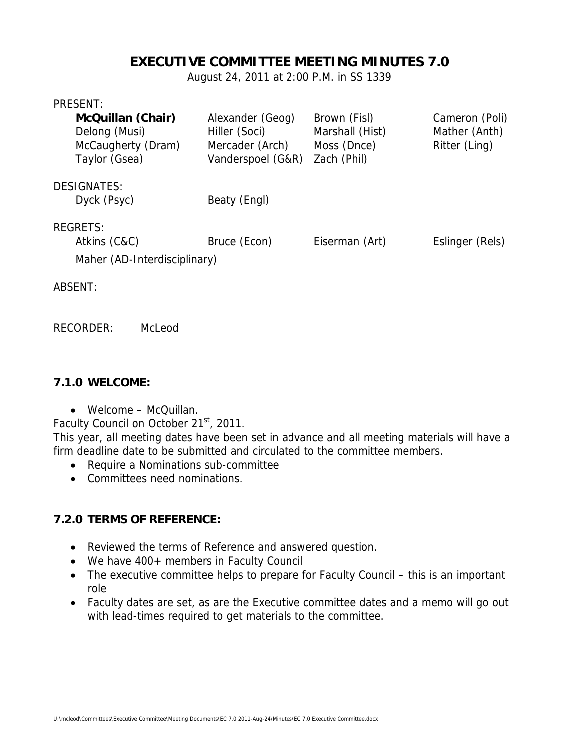# EXECUTIVE COMMITTEE MEETING MINUTES 7.0

August 24, 2011 at 2:00 P.M. in SS 1339

PRESENT:

| | | | |
|---|---|---|---|
| **McQuillan (Chair)** | Alexander (Geog) | Brown (Fisl) | Cameron (Poli) |
| Delong (Musi) | Hiller (Soci) | Marshall (Hist) | Mather (Anth) |
| McCaugherty (Dram) | Mercader (Arch) | Moss (Dnce) | Ritter (Ling) |
| Taylor (Gsea) | Vanderspoel (G&R) | Zach (Phil) | |

DESIGNATES:

| | |
|---|---|
| Dyck (Psyc) | Beaty (Engl) |

REGRETS:

| | | | |
|---|---|---|---|
| Atkins (C&C) | Bruce (Econ) | Eiserman (Art) | Eslinger (Rels) |
| Maher (AD-Interdisciplinary) | | | |

ABSENT:

RECORDER: McLeod

### 7.1.0 WELCOME:

- Welcome – McQuillan.

Faculty Council on October 21st, 2011.

This year, all meeting dates have been set in advance and all meeting materials will have a firm deadline date to be submitted and circulated to the committee members.

- Require a Nominations sub-committee
- Committees need nominations.

### 7.2.0 TERMS OF REFERENCE:

- Reviewed the terms of Reference and answered question.
- We have 400+ members in Faculty Council
- The executive committee helps to prepare for Faculty Council – this is an important role
- Faculty dates are set, as are the Executive committee dates and a memo will go out with lead-times required to get materials to the committee.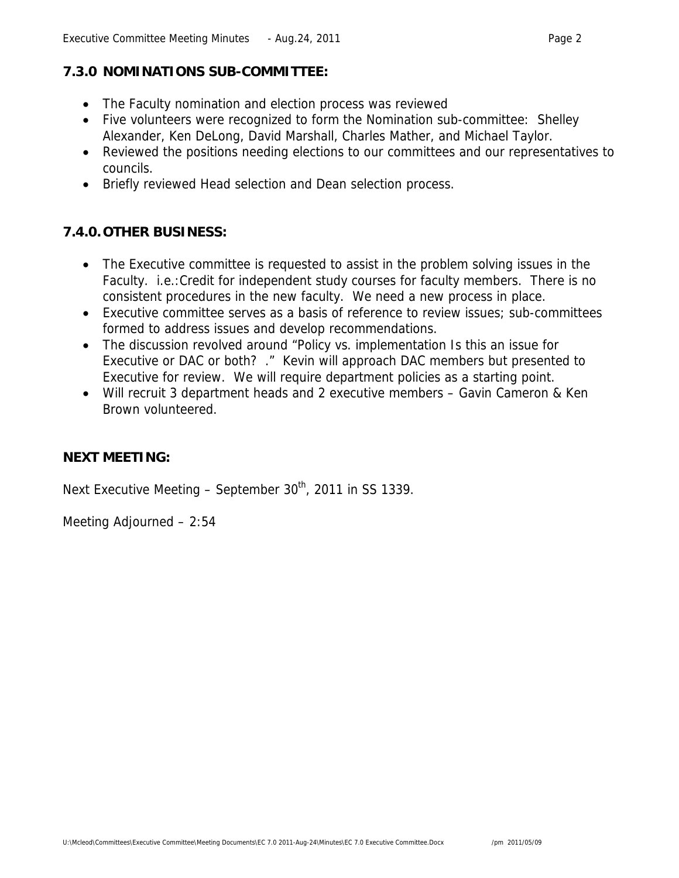### 7.3.0 NOMINATIONS SUB-COMMITTEE:

- The Faculty nomination and election process was reviewed
- Five volunteers were recognized to form the Nomination sub-committee: Shelley Alexander, Ken DeLong, David Marshall, Charles Mather, and Michael Taylor.
- Reviewed the positions needing elections to our committees and our representatives to councils.
- Briefly reviewed Head selection and Dean selection process.

### 7.4.0. OTHER BUSINESS:

- The Executive committee is requested to assist in the problem solving issues in the Faculty. i.e.:Credit for independent study courses for faculty members. There is no consistent procedures in the new faculty. We need a new process in place.
- Executive committee serves as a basis of reference to review issues; sub-committees formed to address issues and develop recommendations.
- The discussion revolved around "Policy vs. implementation Is this an issue for Executive or DAC or both? ." Kevin will approach DAC members but presented to Executive for review. We will require department policies as a starting point.
- Will recruit 3 department heads and 2 executive members – Gavin Cameron & Ken Brown volunteered.

### NEXT MEETING:

Next Executive Meeting – September 30th, 2011 in SS 1339.

Meeting Adjourned – 2:54